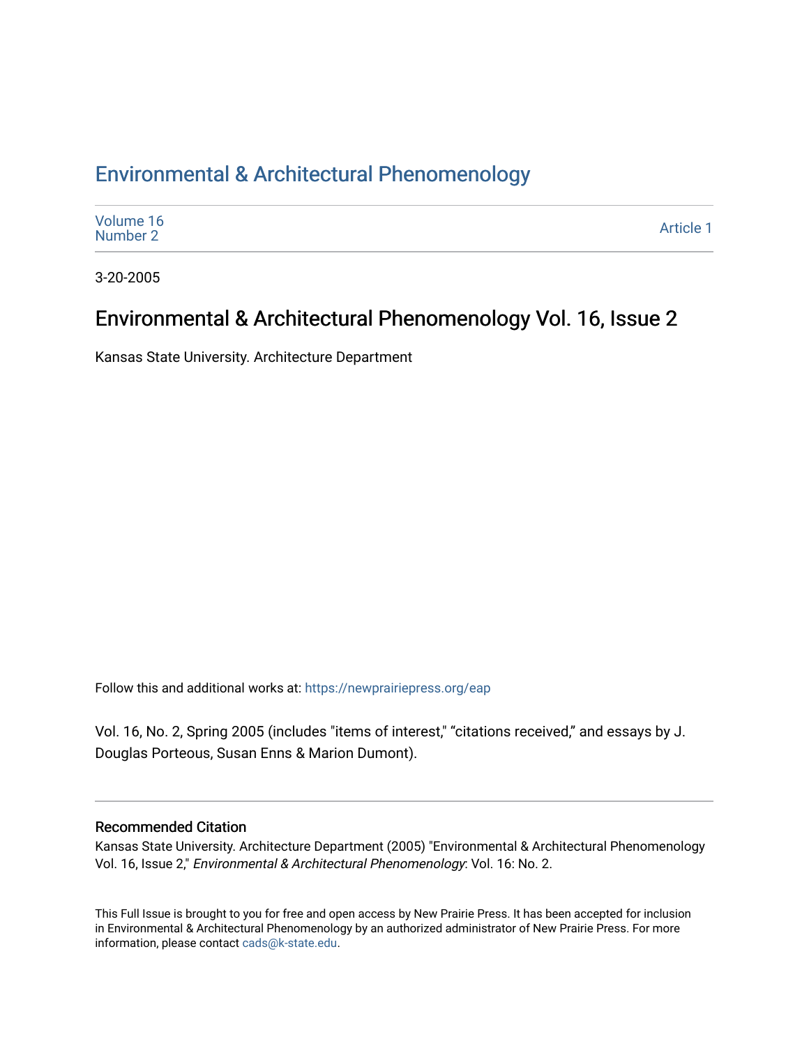# Environmental & Architectural Phenomenology

Volume 16
Number 2

Article 1

3-20-2005

## Environmental & Architectural Phenomenology Vol. 16, Issue 2

Kansas State University. Architecture Department

Follow this and additional works at: https://newprairiepress.org/eap

Vol. 16, No. 2, Spring 2005 (includes "items of interest," "citations received," and essays by J. Douglas Porteous, Susan Enns & Marion Dumont).

### Recommended Citation

Kansas State University. Architecture Department (2005) "Environmental & Architectural Phenomenology Vol. 16, Issue 2," *Environmental & Architectural Phenomenology*: Vol. 16: No. 2.

This Full Issue is brought to you for free and open access by New Prairie Press. It has been accepted for inclusion in Environmental & Architectural Phenomenology by an authorized administrator of New Prairie Press. For more information, please contact cads@k-state.edu.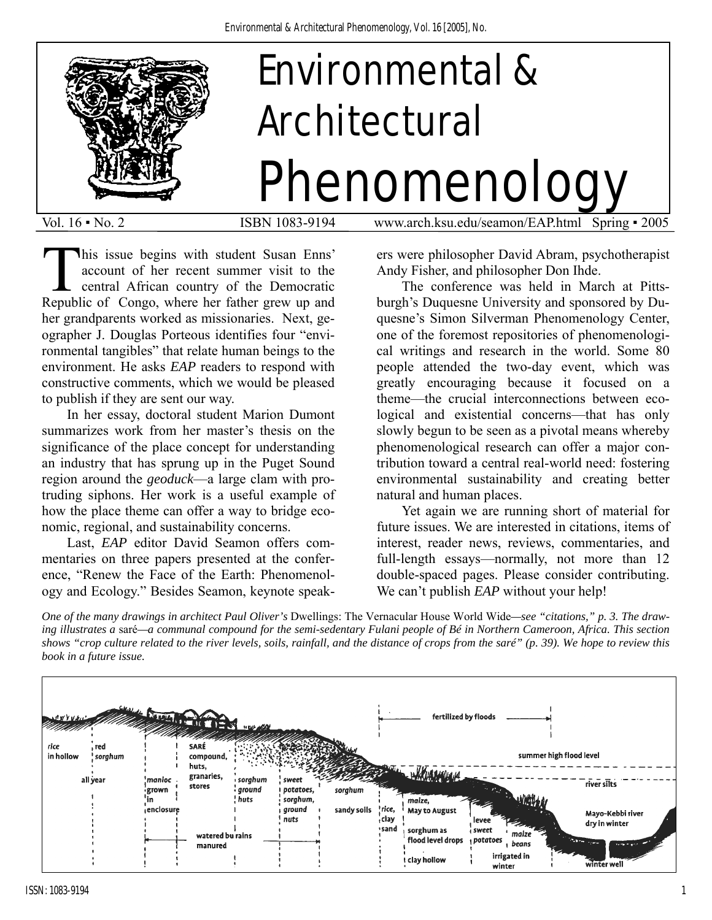# Environmental & Architectural Phenomenology

Vol. 16 ▪ No. 2 ISBN 1083-9194 www.arch.ksu.edu/seamon/EAP.html Spring ▪ 2005

This issue begins with student Susan Enns' account of her recent summer visit to the central African country of the Democratic Republic of Congo, where her father grew up and her grandparents worked as missionaries. Next, geographer J. Douglas Porteous identifies four "environmental tangibles" that relate human beings to the environment. He asks *EAP* readers to respond with constructive comments, which we would be pleased to publish if they are sent our way.

In her essay, doctoral student Marion Dumont summarizes work from her master's thesis on the significance of the place concept for understanding an industry that has sprung up in the Puget Sound region around the *geoduck*—a large clam with protruding siphons. Her work is a useful example of how the place theme can offer a way to bridge economic, regional, and sustainability concerns.

Last, *EAP* editor David Seamon offers commentaries on three papers presented at the conference, "Renew the Face of the Earth: Phenomenology and Ecology." Besides Seamon, keynote speakers were philosopher David Abram, psychotherapist Andy Fisher, and philosopher Don Ihde.

The conference was held in March at Pittsburgh's Duquesne University and sponsored by Duquesne's Simon Silverman Phenomenology Center, one of the foremost repositories of phenomenological writings and research in the world. Some 80 people attended the two-day event, which was greatly encouraging because it focused on a theme—the crucial interconnections between ecological and existential concerns—that has only slowly begun to be seen as a pivotal means whereby phenomenological research can offer a major contribution toward a central real-world need: fostering environmental sustainability and creating better natural and human places.

Yet again we are running short of material for future issues. We are interested in citations, items of interest, reader news, reviews, commentaries, and full-length essays—normally, not more than 12 double-spaced pages. Please consider contributing. We can't publish *EAP* without your help!

*One of the many drawings in architect Paul Oliver's* Dwellings: The Vernacular House World Wide*—see "citations," p. 3. The drawing illustrates a* saré*—a communal compound for the semi-sedentary Fulani people of Bé in Northern Cameroon, Africa. This section shows "crop culture related to the river levels, soils, rainfall, and the distance of crops from the saré" (p. 39). We hope to review this book in a future issue.*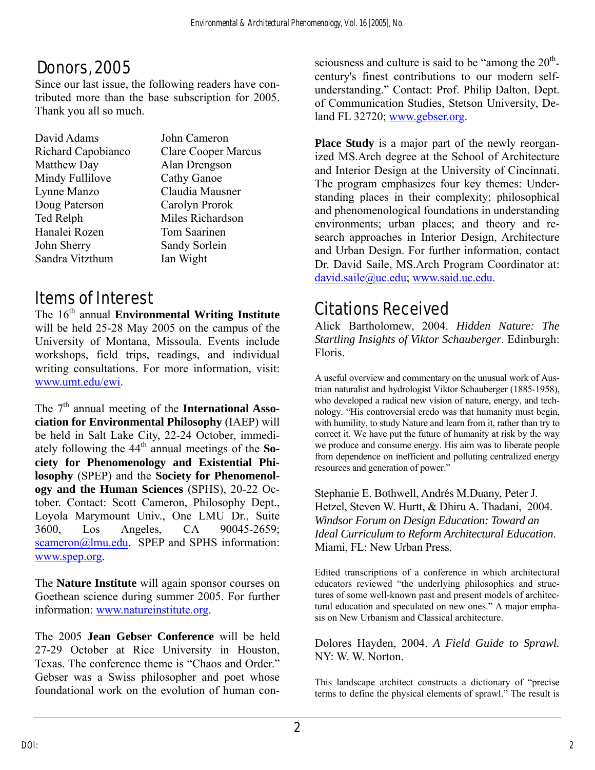## Donors, 2005

Since our last issue, the following readers have contributed more than the base subscription for 2005. Thank you all so much.

| | |
|---|---|
| David Adams | John Cameron |
| Richard Capobianco | Clare Cooper Marcus |
| Matthew Day | Alan Drengson |
| Mindy Fullilove | Cathy Ganoe |
| Lynne Manzo | Claudia Mausner |
| Doug Paterson | Carolyn Prorok |
| Ted Relph | Miles Richardson |
| Hanalei Rozen | Tom Saarinen |
| John Sherry | Sandy Sorlein |
| Sandra Vitzthum | Ian Wight |

## Items of Interest

The 16th annual **Environmental Writing Institute** will be held 25-28 May 2005 on the campus of the University of Montana, Missoula. Events include workshops, field trips, readings, and individual writing consultations. For more information, visit: www.umt.edu/ewi.

The 7th annual meeting of the **International Association for Environmental Philosophy** (IAEP) will be held in Salt Lake City, 22-24 October, immediately following the 44th annual meetings of the **Society for Phenomenology and Existential Philosophy** (SPEP) and the **Society for Phenomenology and the Human Sciences** (SPHS), 20-22 October. Contact: Scott Cameron, Philosophy Dept., Loyola Marymount Univ., One LMU Dr., Suite 3600, Los Angeles, CA 90045-2659; scameron@lmu.edu. SPEP and SPHS information: www.spep.org.

The **Nature Institute** will again sponsor courses on Goethean science during summer 2005. For further information: www.natureinstitute.org.

The 2005 **Jean Gebser Conference** will be held 27-29 October at Rice University in Houston, Texas. The conference theme is "Chaos and Order." Gebser was a Swiss philosopher and poet whose foundational work on the evolution of human consciousness and culture is said to be "among the 20th-century's finest contributions to our modern self-understanding." Contact: Prof. Philip Dalton, Dept. of Communication Studies, Stetson University, Deland FL 32720; www.gebser.org.

**Place Study** is a major part of the newly reorganized MS.Arch degree at the School of Architecture and Interior Design at the University of Cincinnati. The program emphasizes four key themes: Understanding places in their complexity; philosophical and phenomenological foundations in understanding environments; urban places; and theory and research approaches in Interior Design, Architecture and Urban Design. For further information, contact Dr. David Saile, MS.Arch Program Coordinator at: david.saile@uc.edu; www.said.uc.edu.

## Citations Received

Alick Bartholomew, 2004. *Hidden Nature: The Startling Insights of Viktor Schauberger*. Edinburgh: Floris.

A useful overview and commentary on the unusual work of Austrian naturalist and hydrologist Viktor Schauberger (1885-1958), who developed a radical new vision of nature, energy, and technology. "His controversial credo was that humanity must begin, with humility, to study Nature and learn from it, rather than try to correct it. We have put the future of humanity at risk by the way we produce and consume energy. His aim was to liberate people from dependence on inefficient and polluting centralized energy resources and generation of power."

Stephanie E. Bothwell, Andrés M.Duany, Peter J. Hetzel, Steven W. Hurtt, & Dhiru A. Thadani, 2004. *Windsor Forum on Design Education: Toward an Ideal Curriculum to Reform Architectural Education*. Miami, FL: New Urban Press.

Edited transcriptions of a conference in which architectural educators reviewed "the underlying philosophies and structures of some well-known past and present models of architectural education and speculated on new ones." A major emphasis on New Urbanism and Classical architecture.

Dolores Hayden, 2004. *A Field Guide to Sprawl*. NY: W. W. Norton.

This landscape architect constructs a dictionary of "precise terms to define the physical elements of sprawl." The result is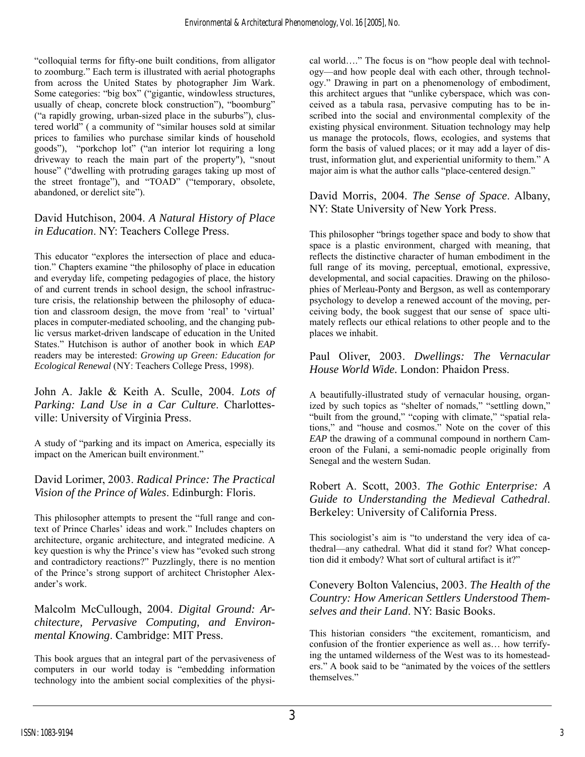"colloquial terms for fifty-one built conditions, from alligator to zoomburg." Each term is illustrated with aerial photographs from across the United States by photographer Jim Wark. Some categories: "big box" ("gigantic, windowless structures, usually of cheap, concrete block construction"), "boomburg" ("a rapidly growing, urban-sized place in the suburbs"), clustered world" ( a community of "similar houses sold at similar prices to families who purchase similar kinds of household goods"), "porkchop lot" ("an interior lot requiring a long driveway to reach the main part of the property"), "snout house" ("dwelling with protruding garages taking up most of the street frontage"), and "TOAD" ("temporary, obsolete, abandoned, or derelict site").

### David Hutchison, 2004. *A Natural History of Place in Education*. NY: Teachers College Press.

This educator "explores the intersection of place and education." Chapters examine "the philosophy of place in education and everyday life, competing pedagogies of place, the history of and current trends in school design, the school infrastructure crisis, the relationship between the philosophy of education and classroom design, the move from 'real' to 'virtual' places in computer-mediated schooling, and the changing public versus market-driven landscape of education in the United States." Hutchison is author of another book in which *EAP* readers may be interested: ***Growing up Green: Education for Ecological Renewal*** (NY: Teachers College Press, 1998).

### John A. Jakle & Keith A. Sculle, 2004. *Lots of Parking: Land Use in a Car Culture*. Charlottesville: University of Virginia Press.

A study of "parking and its impact on America, especially its impact on the American built environment."

### David Lorimer, 2003. *Radical Prince: The Practical Vision of the Prince of Wales*. Edinburgh: Floris.

This philosopher attempts to present the "full range and context of Prince Charles' ideas and work." Includes chapters on architecture, organic architecture, and integrated medicine. A key question is why the Prince's view has "evoked such strong and contradictory reactions?" Puzzlingly, there is no mention of the Prince's strong support of architect Christopher Alexander's work.

### Malcolm McCullough, 2004. *Digital Ground: Architecture, Pervasive Computing, and Environmental Knowing*. Cambridge: MIT Press.

This book argues that an integral part of the pervasiveness of computers in our world today is "embedding information technology into the ambient social complexities of the physical world…." The focus is on "how people deal with technology—and how people deal with each other, through technology." Drawing in part on a phenomenology of embodiment, this architect argues that "unlike cyberspace, which was conceived as a tabula rasa, pervasive computing has to be inscribed into the social and environmental complexity of the existing physical environment. Situation technology may help us manage the protocols, flows, ecologies, and systems that form the basis of valued places; or it may add a layer of distrust, information glut, and experiential uniformity to them." A major aim is what the author calls "place-centered design."

### David Morris, 2004. *The Sense of Space*. Albany, NY: State University of New York Press.

This philosopher "brings together space and body to show that space is a plastic environment, charged with meaning, that reflects the distinctive character of human embodiment in the full range of its moving, perceptual, emotional, expressive, developmental, and social capacities. Drawing on the philosophies of Merleau-Ponty and Bergson, as well as contemporary psychology to develop a renewed account of the moving, perceiving body, the book suggest that our sense of space ultimately reflects our ethical relations to other people and to the places we inhabit.

### Paul Oliver, 2003. *Dwellings: The Vernacular House World Wide.* London: Phaidon Press.

A beautifully-illustrated study of vernacular housing, organized by such topics as "shelter of nomads," "settling down," "built from the ground," "coping with climate," "spatial relations," and "house and cosmos." Note on the cover of this *EAP* the drawing of a communal compound in northern Cameroon of the Fulani, a semi-nomadic people originally from Senegal and the western Sudan.

### Robert A. Scott, 2003. *The Gothic Enterprise: A Guide to Understanding the Medieval Cathedral*. Berkeley: University of California Press.

This sociologist's aim is "to understand the very idea of cathedral—any cathedral. What did it stand for? What conception did it embody? What sort of cultural artifact is it?"

### Conevery Bolton Valencius, 2003. *The Health of the Country: How American Settlers Understood Themselves and their Land*. NY: Basic Books.

This historian considers "the excitement, romanticism, and confusion of the frontier experience as well as… how terrifying the untamed wilderness of the West was to its homesteaders." A book said to be "animated by the voices of the settlers themselves."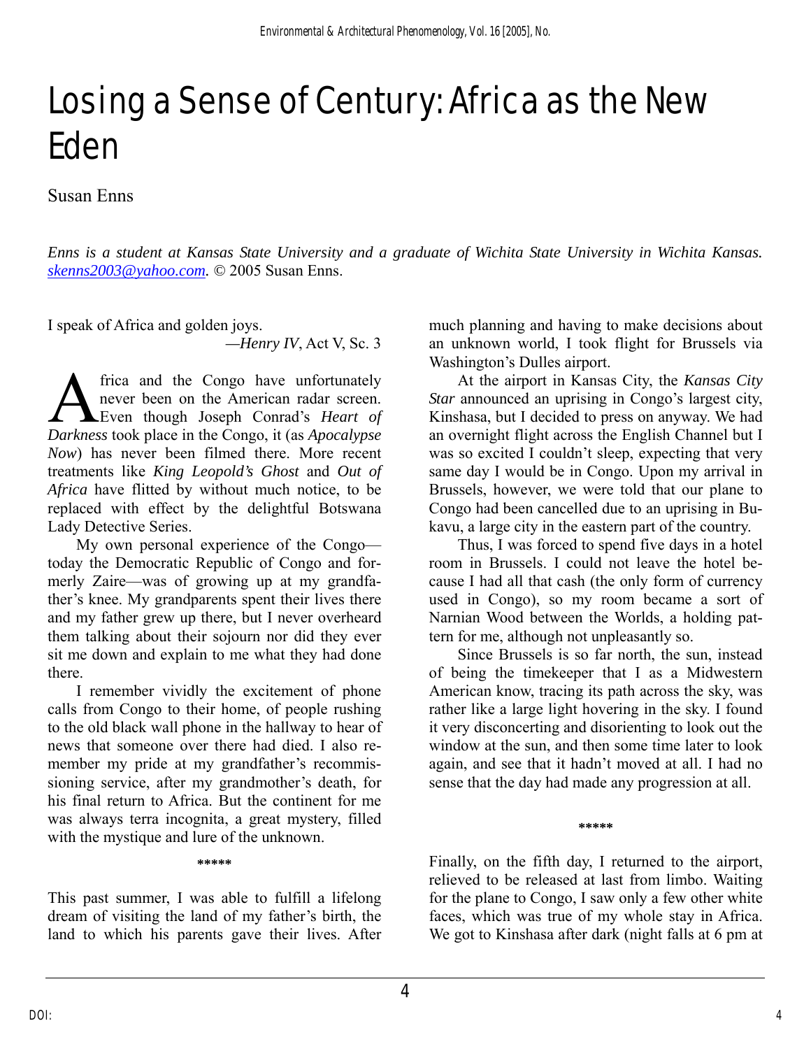# Losing a Sense of Century: Africa as the New Eden

Susan Enns

*Enns is a student at Kansas State University and a graduate of Wichita State University in Wichita Kansas. skenns2003@yahoo.com.* © 2005 Susan Enns.

I speak of Africa and golden joys.

—*Henry IV*, Act V, Sc. 3

Africa and the Congo have unfortunately never been on the American radar screen. Even though Joseph Conrad's *Heart of Darkness* took place in the Congo, it (as *Apocalypse Now*) has never been filmed there. More recent treatments like *King Leopold's Ghost* and *Out of Africa* have flitted by without much notice, to be replaced with effect by the delightful Botswana Lady Detective Series.

My own personal experience of the Congo—today the Democratic Republic of Congo and formerly Zaire—was of growing up at my grandfather's knee. My grandparents spent their lives there and my father grew up there, but I never overheard them talking about their sojourn nor did they ever sit me down and explain to me what they had done there.

I remember vividly the excitement of phone calls from Congo to their home, of people rushing to the old black wall phone in the hallway to hear of news that someone over there had died. I also remember my pride at my grandfather's recommissioning service, after my grandmother's death, for his final return to Africa. But the continent for me was always terra incognita, a great mystery, filled with the mystique and lure of the unknown.

\*\*\*\*\*

This past summer, I was able to fulfill a lifelong dream of visiting the land of my father's birth, the land to which his parents gave their lives. After much planning and having to make decisions about an unknown world, I took flight for Brussels via Washington's Dulles airport.

At the airport in Kansas City, the *Kansas City Star* announced an uprising in Congo's largest city, Kinshasa, but I decided to press on anyway. We had an overnight flight across the English Channel but I was so excited I couldn't sleep, expecting that very same day I would be in Congo. Upon my arrival in Brussels, however, we were told that our plane to Congo had been cancelled due to an uprising in Bukavu, a large city in the eastern part of the country.

Thus, I was forced to spend five days in a hotel room in Brussels. I could not leave the hotel because I had all that cash (the only form of currency used in Congo), so my room became a sort of Narnian Wood between the Worlds, a holding pattern for me, although not unpleasantly so.

Since Brussels is so far north, the sun, instead of being the timekeeper that I as a Midwestern American know, tracing its path across the sky, was rather like a large light hovering in the sky. I found it very disconcerting and disorienting to look out the window at the sun, and then some time later to look again, and see that it hadn't moved at all. I had no sense that the day had made any progression at all.

\*\*\*\*\*

Finally, on the fifth day, I returned to the airport, relieved to be released at last from limbo. Waiting for the plane to Congo, I saw only a few other white faces, which was true of my whole stay in Africa. We got to Kinshasa after dark (night falls at 6 pm at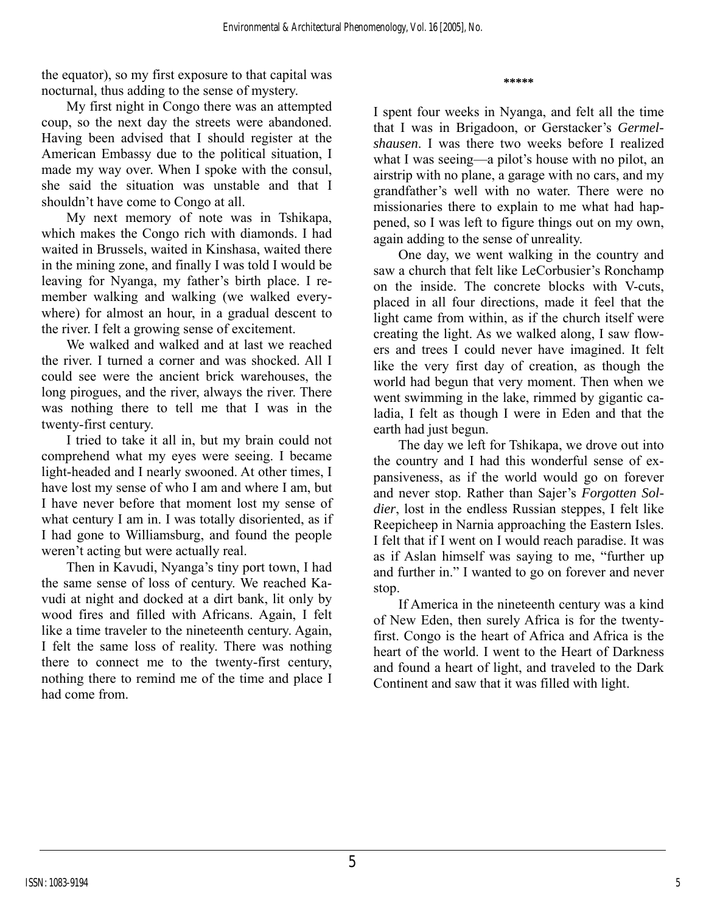the equator), so my first exposure to that capital was nocturnal, thus adding to the sense of mystery.

My first night in Congo there was an attempted coup, so the next day the streets were abandoned. Having been advised that I should register at the American Embassy due to the political situation, I made my way over. When I spoke with the consul, she said the situation was unstable and that I shouldn't have come to Congo at all.

My next memory of note was in Tshikapa, which makes the Congo rich with diamonds. I had waited in Brussels, waited in Kinshasa, waited there in the mining zone, and finally I was told I would be leaving for Nyanga, my father's birth place. I remember walking and walking (we walked everywhere) for almost an hour, in a gradual descent to the river. I felt a growing sense of excitement.

We walked and walked and at last we reached the river. I turned a corner and was shocked. All I could see were the ancient brick warehouses, the long pirogues, and the river, always the river. There was nothing there to tell me that I was in the twenty-first century.

I tried to take it all in, but my brain could not comprehend what my eyes were seeing. I became light-headed and I nearly swooned. At other times, I have lost my sense of who I am and where I am, but I have never before that moment lost my sense of what century I am in. I was totally disoriented, as if I had gone to Williamsburg, and found the people weren't acting but were actually real.

Then in Kavudi, Nyanga's tiny port town, I had the same sense of loss of century. We reached Kavudi at night and docked at a dirt bank, lit only by wood fires and filled with Africans. Again, I felt like a time traveler to the nineteenth century. Again, I felt the same loss of reality. There was nothing there to connect me to the twenty-first century, nothing there to remind me of the time and place I had come from.

\*\*\*\*\*

I spent four weeks in Nyanga, and felt all the time that I was in Brigadoon, or Gerstacker's *Germelshausen*. I was there two weeks before I realized what I was seeing—a pilot's house with no pilot, an airstrip with no plane, a garage with no cars, and my grandfather's well with no water. There were no missionaries there to explain to me what had happened, so I was left to figure things out on my own, again adding to the sense of unreality.

One day, we went walking in the country and saw a church that felt like LeCorbusier's Ronchamp on the inside. The concrete blocks with V-cuts, placed in all four directions, made it feel that the light came from within, as if the church itself were creating the light. As we walked along, I saw flowers and trees I could never have imagined. It felt like the very first day of creation, as though the world had begun that very moment. Then when we went swimming in the lake, rimmed by gigantic caladia, I felt as though I were in Eden and that the earth had just begun.

The day we left for Tshikapa, we drove out into the country and I had this wonderful sense of expansiveness, as if the world would go on forever and never stop. Rather than Sajer's *Forgotten Soldier*, lost in the endless Russian steppes, I felt like Reepicheep in Narnia approaching the Eastern Isles. I felt that if I went on I would reach paradise. It was as if Aslan himself was saying to me, "further up and further in." I wanted to go on forever and never stop.

If America in the nineteenth century was a kind of New Eden, then surely Africa is for the twenty-first. Congo is the heart of Africa and Africa is the heart of the world. I went to the Heart of Darkness and found a heart of light, and traveled to the Dark Continent and saw that it was filled with light.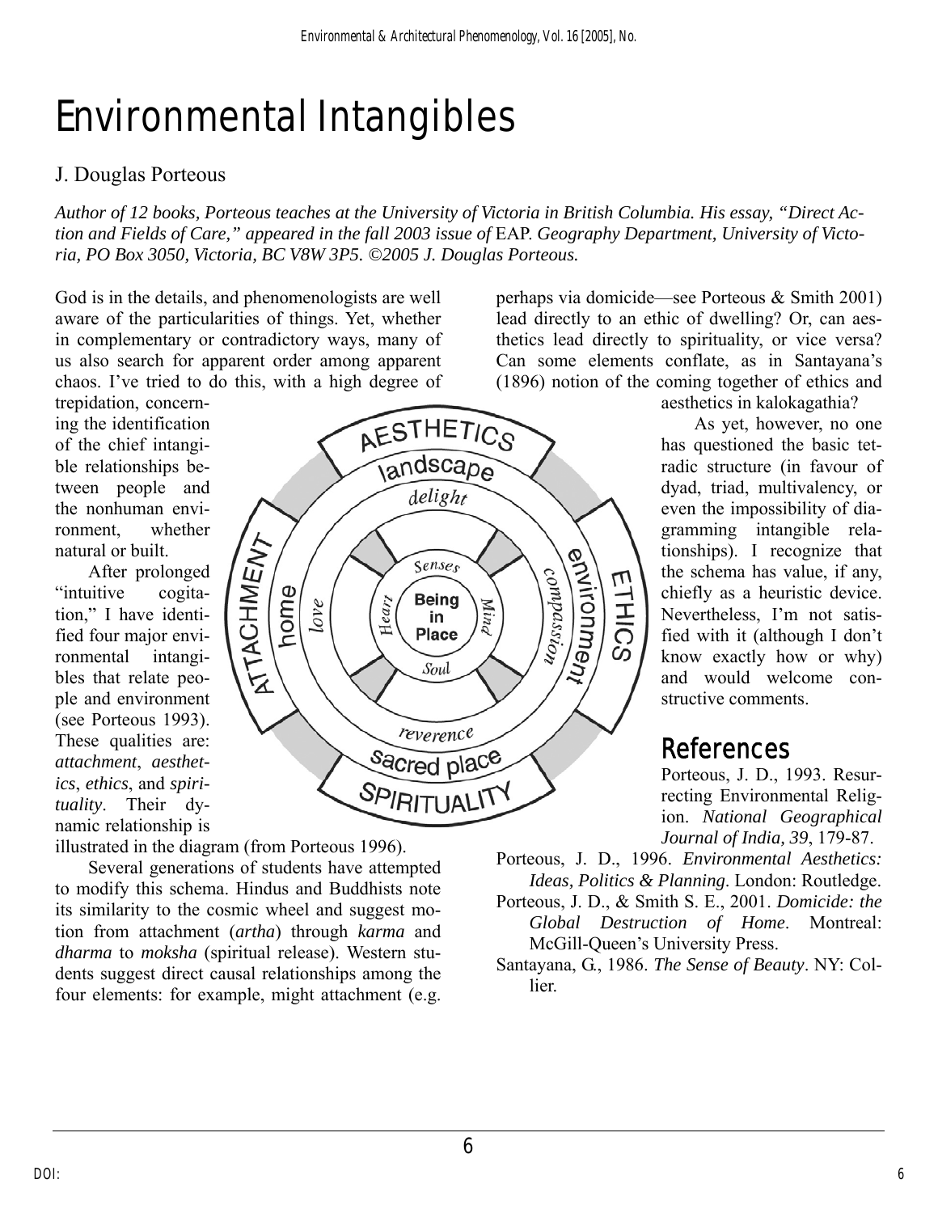# Environmental Intangibles

J. Douglas Porteous

*Author of 12 books, Porteous teaches at the University of Victoria in British Columbia. His essay, "Direct Action and Fields of Care," appeared in the fall 2003 issue of* EAP. *Geography Department, University of Victoria, PO Box 3050, Victoria, BC V8W 3P5. ©2005 J. Douglas Porteous.*

God is in the details, and phenomenologists are well aware of the particularities of things. Yet, whether in complementary or contradictory ways, many of us also search for apparent order among apparent chaos. I've tried to do this, with a high degree of trepidation, concerning the identification of the chief intangible relationships between people and the nonhuman environment, whether natural or built.

After prolonged "intuitive cogitation," I have identified four major environmental intangibles that relate people and environment (see Porteous 1993). These qualities are: *attachment*, *aesthetics*, *ethics*, and *spirituality*. Their dynamic relationship is illustrated in the diagram (from Porteous 1996).

Several generations of students have attempted to modify this schema. Hindus and Buddhists note its similarity to the cosmic wheel and suggest motion from attachment (*artha*) through *karma* and *dharma* to *moksha* (spiritual release). Western students suggest direct causal relationships among the four elements: for example, might attachment (e.g. perhaps via domicide—see Porteous & Smith 2001) lead directly to an ethic of dwelling? Or, can aesthetics lead directly to spirituality, or vice versa? Can some elements conflate, as in Santayana's (1896) notion of the coming together of ethics and aesthetics in kalokagathia?

As yet, however, no one has questioned the basic tetradic structure (in favour of dyad, triad, multivalency, or even the impossibility of diagramming intangible relationships). I recognize that the schema has value, if any, chiefly as a heuristic device. Nevertheless, I'm not satisfied with it (although I don't know exactly how or why) and would welcome constructive comments.

## References

Porteous, J. D., 1993. Resurrecting Environmental Religion. *National Geographical Journal of India, 39*, 179-87.

Porteous, J. D., 1996. *Environmental Aesthetics: Ideas, Politics & Planning*. London: Routledge.

Porteous, J. D., & Smith S. E., 2001. *Domicide: the Global Destruction of Home*. Montreal: McGill-Queen's University Press.

Santayana, G., 1986. *The Sense of Beauty*. NY: Collier.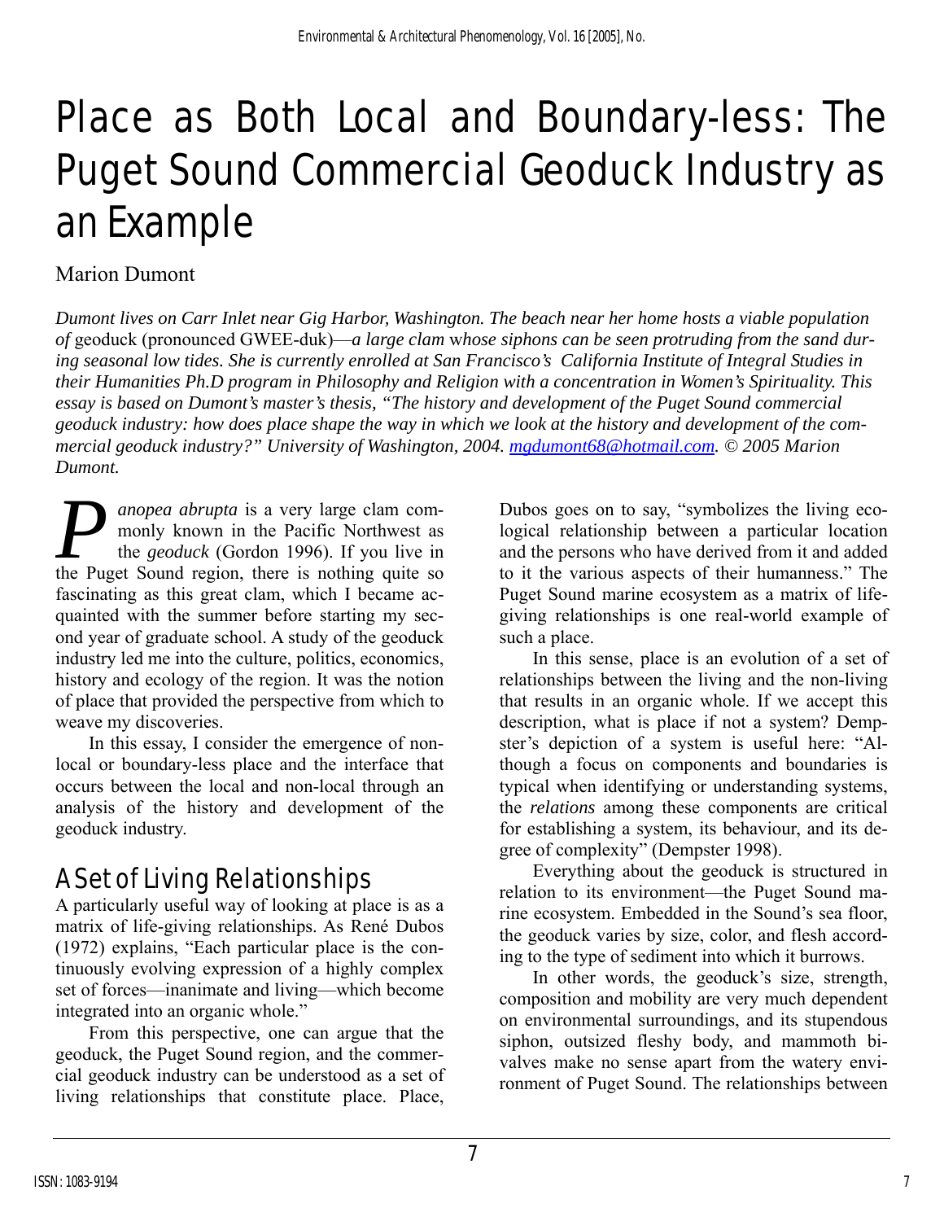# Place as Both Local and Boundary-less: The Puget Sound Commercial Geoduck Industry as an Example

Marion Dumont

*Dumont lives on Carr Inlet near Gig Harbor, Washington. The beach near her home hosts a viable population of* geoduck (pronounced GWEE-duk)—*a large clam whose siphons can be seen protruding from the sand during seasonal low tides. She is currently enrolled at San Francisco's California Institute of Integral Studies in their Humanities Ph.D program in Philosophy and Religion with a concentration in Women's Spirituality. This essay is based on Dumont's master's thesis, "The history and development of the Puget Sound commercial geoduck industry: how does place shape the way in which we look at the history and development of the commercial geoduck industry?" University of Washington, 2004. mgdumont68@hotmail.com. © 2005 Marion Dumont.*

*Panopea abrupta* is a very large clam commonly known in the Pacific Northwest as the *geoduck* (Gordon 1996). If you live in the Puget Sound region, there is nothing quite so fascinating as this great clam, which I became acquainted with the summer before starting my second year of graduate school. A study of the geoduck industry led me into the culture, politics, economics, history and ecology of the region. It was the notion of place that provided the perspective from which to weave my discoveries.

In this essay, I consider the emergence of non-local or boundary-less place and the interface that occurs between the local and non-local through an analysis of the history and development of the geoduck industry.

## A Set of Living Relationships

A particularly useful way of looking at place is as a matrix of life-giving relationships. As René Dubos (1972) explains, "Each particular place is the continuously evolving expression of a highly complex set of forces—inanimate and living—which become integrated into an organic whole."

From this perspective, one can argue that the geoduck, the Puget Sound region, and the commercial geoduck industry can be understood as a set of living relationships that constitute place. Place, Dubos goes on to say, "symbolizes the living ecological relationship between a particular location and the persons who have derived from it and added to it the various aspects of their humanness." The Puget Sound marine ecosystem as a matrix of life-giving relationships is one real-world example of such a place.

In this sense, place is an evolution of a set of relationships between the living and the non-living that results in an organic whole. If we accept this description, what is place if not a system? Dempster's depiction of a system is useful here: "Although a focus on components and boundaries is typical when identifying or understanding systems, the *relations* among these components are critical for establishing a system, its behaviour, and its degree of complexity" (Dempster 1998).

Everything about the geoduck is structured in relation to its environment—the Puget Sound marine ecosystem. Embedded in the Sound's sea floor, the geoduck varies by size, color, and flesh according to the type of sediment into which it burrows.

In other words, the geoduck's size, strength, composition and mobility are very much dependent on environmental surroundings, and its stupendous siphon, outsized fleshy body, and mammoth bivalves make no sense apart from the watery environment of Puget Sound. The relationships between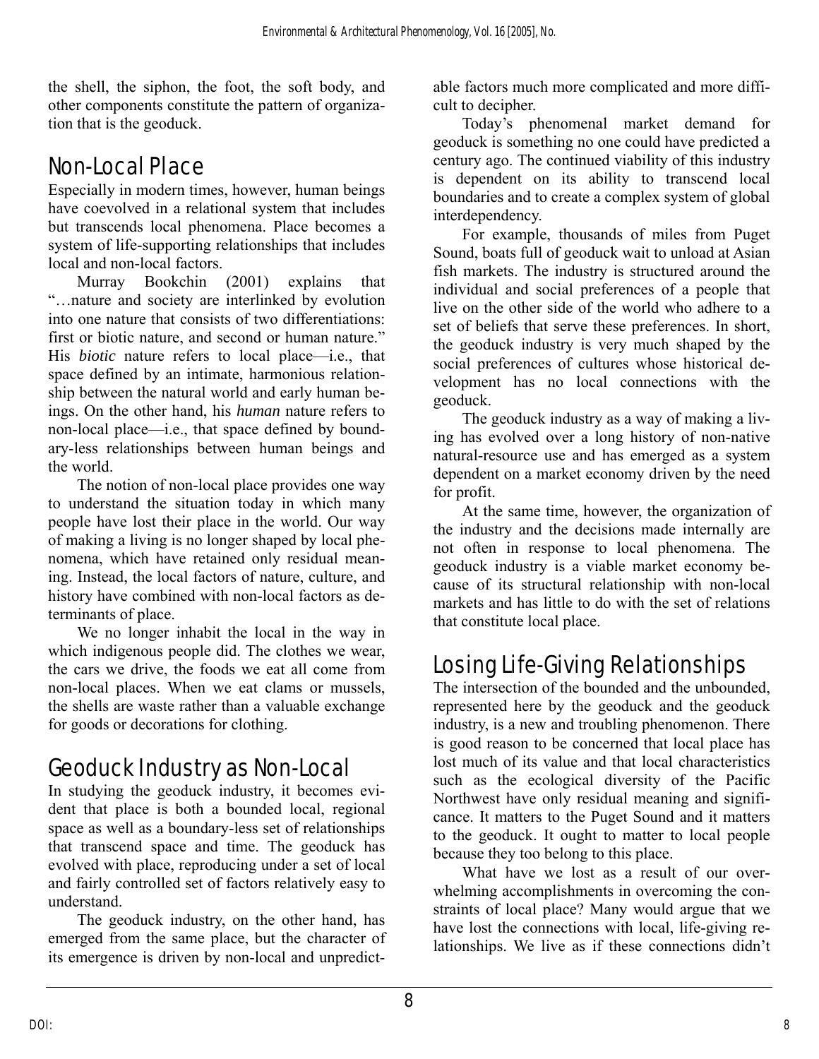the shell, the siphon, the foot, the soft body, and other components constitute the pattern of organization that is the geoduck.

## Non-Local Place

Especially in modern times, however, human beings have coevolved in a relational system that includes but transcends local phenomena. Place becomes a system of life-supporting relationships that includes local and non-local factors.

Murray Bookchin (2001) explains that "…nature and society are interlinked by evolution into one nature that consists of two differentiations: first or biotic nature, and second or human nature." His *biotic* nature refers to local place—i.e., that space defined by an intimate, harmonious relationship between the natural world and early human beings. On the other hand, his *human* nature refers to non-local place—i.e., that space defined by boundary-less relationships between human beings and the world.

The notion of non-local place provides one way to understand the situation today in which many people have lost their place in the world. Our way of making a living is no longer shaped by local phenomena, which have retained only residual meaning. Instead, the local factors of nature, culture, and history have combined with non-local factors as determinants of place.

We no longer inhabit the local in the way in which indigenous people did. The clothes we wear, the cars we drive, the foods we eat all come from non-local places. When we eat clams or mussels, the shells are waste rather than a valuable exchange for goods or decorations for clothing.

## Geoduck Industry as Non-Local

In studying the geoduck industry, it becomes evident that place is both a bounded local, regional space as well as a boundary-less set of relationships that transcend space and time. The geoduck has evolved with place, reproducing under a set of local and fairly controlled set of factors relatively easy to understand.

The geoduck industry, on the other hand, has emerged from the same place, but the character of its emergence is driven by non-local and unpredictable factors much more complicated and more difficult to decipher.

Today's phenomenal market demand for geoduck is something no one could have predicted a century ago. The continued viability of this industry is dependent on its ability to transcend local boundaries and to create a complex system of global interdependency.

For example, thousands of miles from Puget Sound, boats full of geoduck wait to unload at Asian fish markets. The industry is structured around the individual and social preferences of a people that live on the other side of the world who adhere to a set of beliefs that serve these preferences. In short, the geoduck industry is very much shaped by the social preferences of cultures whose historical development has no local connections with the geoduck.

The geoduck industry as a way of making a living has evolved over a long history of non-native natural-resource use and has emerged as a system dependent on a market economy driven by the need for profit.

At the same time, however, the organization of the industry and the decisions made internally are not often in response to local phenomena. The geoduck industry is a viable market economy because of its structural relationship with non-local markets and has little to do with the set of relations that constitute local place.

## Losing Life-Giving Relationships

The intersection of the bounded and the unbounded, represented here by the geoduck and the geoduck industry, is a new and troubling phenomenon. There is good reason to be concerned that local place has lost much of its value and that local characteristics such as the ecological diversity of the Pacific Northwest have only residual meaning and significance. It matters to the Puget Sound and it matters to the geoduck. It ought to matter to local people because they too belong to this place.

What have we lost as a result of our overwhelming accomplishments in overcoming the constraints of local place? Many would argue that we have lost the connections with local, life-giving relationships. We live as if these connections didn't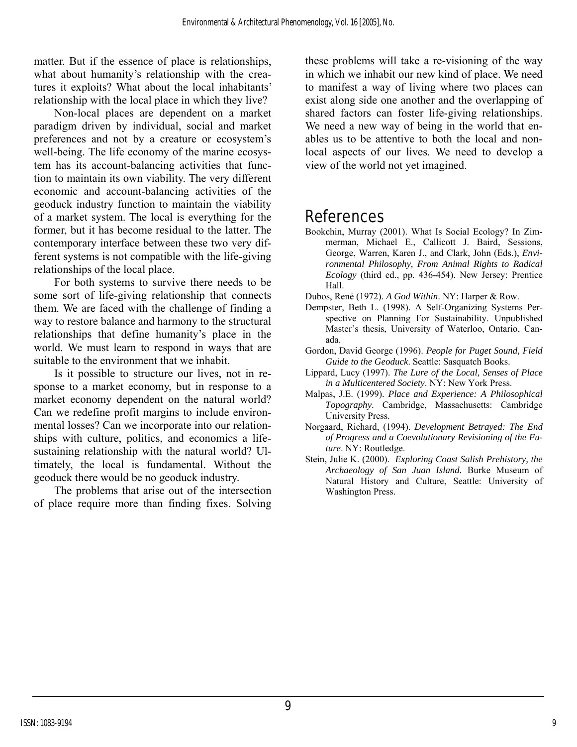matter. But if the essence of place is relationships, what about humanity's relationship with the creatures it exploits? What about the local inhabitants' relationship with the local place in which they live?

Non-local places are dependent on a market paradigm driven by individual, social and market preferences and not by a creature or ecosystem's well-being. The life economy of the marine ecosystem has its account-balancing activities that function to maintain its own viability. The very different economic and account-balancing activities of the geoduck industry function to maintain the viability of a market system. The local is everything for the former, but it has become residual to the latter. The contemporary interface between these two very different systems is not compatible with the life-giving relationships of the local place.

For both systems to survive there needs to be some sort of life-giving relationship that connects them. We are faced with the challenge of finding a way to restore balance and harmony to the structural relationships that define humanity's place in the world. We must learn to respond in ways that are suitable to the environment that we inhabit.

Is it possible to structure our lives, not in response to a market economy, but in response to a market economy dependent on the natural world? Can we redefine profit margins to include environmental losses? Can we incorporate into our relationships with culture, politics, and economics a life-sustaining relationship with the natural world? Ultimately, the local is fundamental. Without the geoduck there would be no geoduck industry.

The problems that arise out of the intersection of place require more than finding fixes. Solving these problems will take a re-visioning of the way in which we inhabit our new kind of place. We need to manifest a way of living where two places can exist along side one another and the overlapping of shared factors can foster life-giving relationships. We need a new way of being in the world that enables us to be attentive to both the local and non-local aspects of our lives. We need to develop a view of the world not yet imagined.

## References

Bookchin, Murray (2001). What Is Social Ecology? In Zimmerman, Michael E., Callicott J. Baird, Sessions, George, Warren, Karen J., and Clark, John (Eds.), *Environmental Philosophy, From Animal Rights to Radical Ecology* (third ed., pp. 436-454). New Jersey: Prentice Hall.

Dubos, René (1972). *A God Within*. NY: Harper & Row.

Dempster, Beth L. (1998). A Self-Organizing Systems Perspective on Planning For Sustainability. Unpublished Master's thesis, University of Waterloo, Ontario, Canada.

Gordon, David George (1996). *People for Puget Sound, Field Guide to the Geoduck*. Seattle: Sasquatch Books.

Lippard, Lucy (1997). *The Lure of the Local, Senses of Place in a Multicentered Society*. NY: New York Press.

Malpas, J.E. (1999). *Place and Experience: A Philosophical Topography*. Cambridge, Massachusetts: Cambridge University Press.

Norgaard, Richard, (1994). *Development Betrayed: The End of Progress and a Coevolutionary Revisioning of the Future*. NY: Routledge.

Stein, Julie K. (2000). *Exploring Coast Salish Prehistory, the Archaeology of San Juan Island.* Burke Museum of Natural History and Culture, Seattle: University of Washington Press.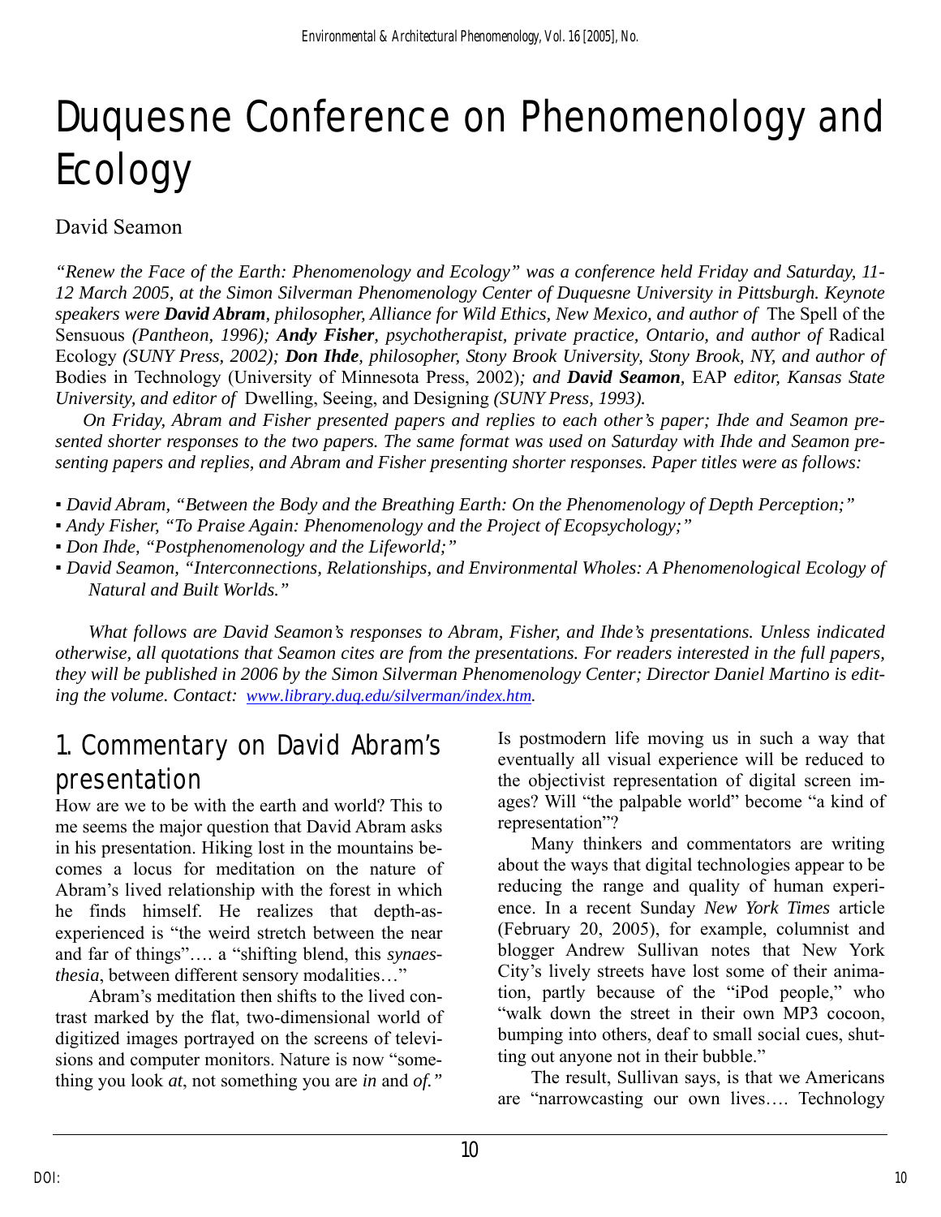# Duquesne Conference on Phenomenology and Ecology

David Seamon

*"Renew the Face of the Earth: Phenomenology and Ecology" was a conference held Friday and Saturday, 11-12 March 2005, at the Simon Silverman Phenomenology Center of Duquesne University in Pittsburgh. Keynote speakers were **David Abram**, philosopher, Alliance for Wild Ethics, New Mexico, and author of* The Spell of the Sensuous *(Pantheon, 1996); **Andy Fisher**, psychotherapist, private practice, Ontario, and author of* Radical Ecology *(SUNY Press, 2002); **Don Ihde**, philosopher, Stony Brook University, Stony Brook, NY, and author of* Bodies in Technology (University of Minnesota Press, 2002)*; and **David Seamon**,* EAP *editor, Kansas State University, and editor of* Dwelling, Seeing, and Designing *(SUNY Press, 1993).*

*On Friday, Abram and Fisher presented papers and replies to each other's paper; Ihde and Seamon presented shorter responses to the two papers. The same format was used on Saturday with Ihde and Seamon presenting papers and replies, and Abram and Fisher presenting shorter responses. Paper titles were as follows:*

- *David Abram, "Between the Body and the Breathing Earth: On the Phenomenology of Depth Perception;"*
- *Andy Fisher, "To Praise Again: Phenomenology and the Project of Ecopsychology;"*
- *Don Ihde, "Postphenomenology and the Lifeworld;"*
- *David Seamon, "Interconnections, Relationships, and Environmental Wholes: A Phenomenological Ecology of Natural and Built Worlds."*

*What follows are David Seamon's responses to Abram, Fisher, and Ihde's presentations. Unless indicated otherwise, all quotations that Seamon cites are from the presentations. For readers interested in the full papers, they will be published in 2006 by the Simon Silverman Phenomenology Center; Director Daniel Martino is editing the volume. Contact: [www.library.duq.edu/silverman/index.htm](www.library.duq.edu/silverman/index.htm).*

## 1. Commentary on David Abram's presentation

How are we to be with the earth and world? This to me seems the major question that David Abram asks in his presentation. Hiking lost in the mountains becomes a locus for meditation on the nature of Abram's lived relationship with the forest in which he finds himself. He realizes that depth-as-experienced is "the weird stretch between the near and far of things"…. a "shifting blend, this *synaesthesia*, between different sensory modalities…"

Abram's meditation then shifts to the lived contrast marked by the flat, two-dimensional world of digitized images portrayed on the screens of televisions and computer monitors. Nature is now "something you look *at*, not something you are *in* and *of."*

Is postmodern life moving us in such a way that eventually all visual experience will be reduced to the objectivist representation of digital screen images? Will "the palpable world" become "a kind of representation"?

Many thinkers and commentators are writing about the ways that digital technologies appear to be reducing the range and quality of human experience. In a recent Sunday *New York Times* article (February 20, 2005), for example, columnist and blogger Andrew Sullivan notes that New York City's lively streets have lost some of their animation, partly because of the "iPod people," who "walk down the street in their own MP3 cocoon, bumping into others, deaf to small social cues, shutting out anyone not in their bubble."

The result, Sullivan says, is that we Americans are "narrowcasting our own lives…. Technology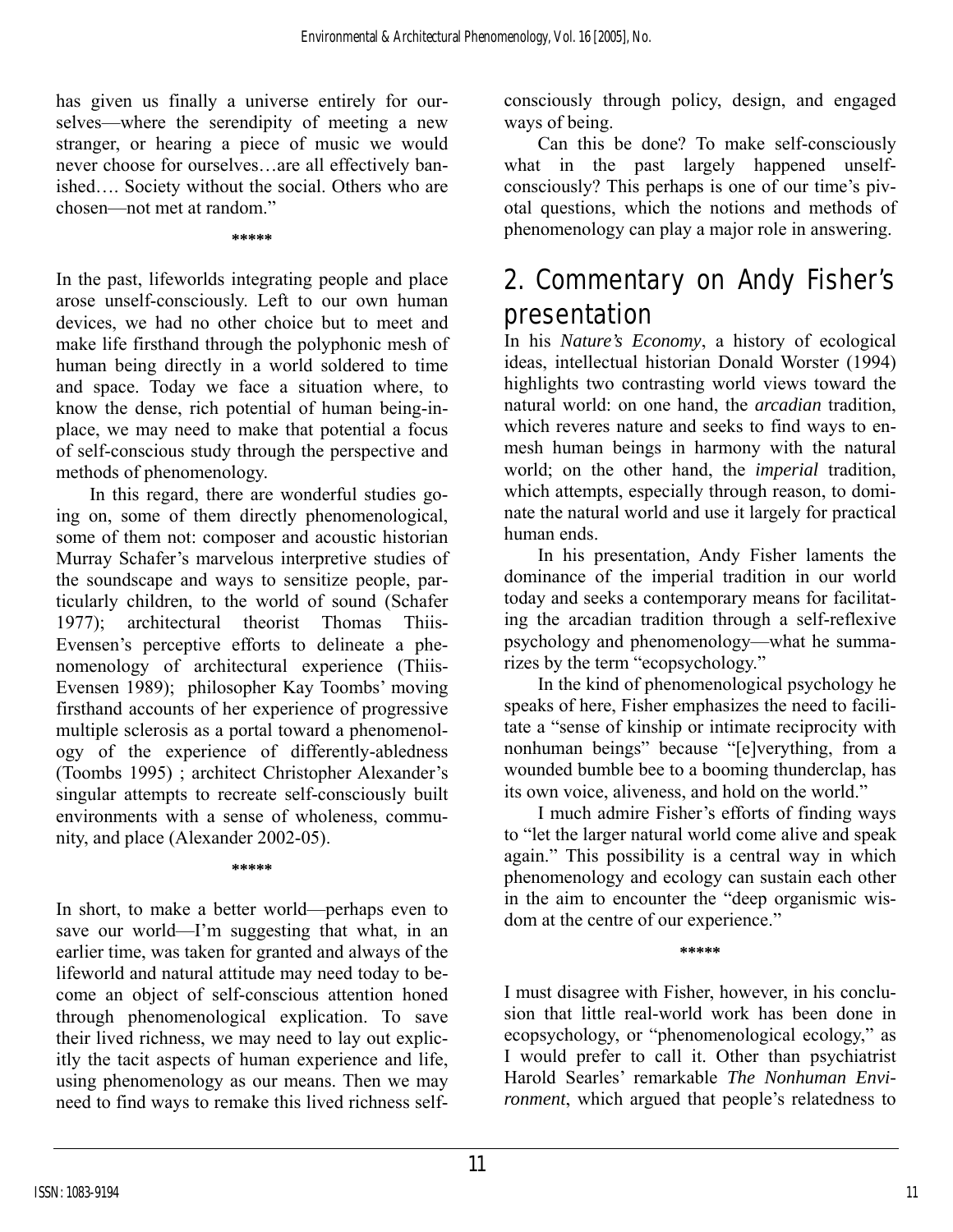has given us finally a universe entirely for ourselves—where the serendipity of meeting a new stranger, or hearing a piece of music we would never choose for ourselves…are all effectively banished…. Society without the social. Others who are chosen—not met at random."

*****

In the past, lifeworlds integrating people and place arose unself-consciously. Left to our own human devices, we had no other choice but to meet and make life firsthand through the polyphonic mesh of human being directly in a world soldered to time and space. Today we face a situation where, to know the dense, rich potential of human being-in-place, we may need to make that potential a focus of self-conscious study through the perspective and methods of phenomenology.

In this regard, there are wonderful studies going on, some of them directly phenomenological, some of them not: composer and acoustic historian Murray Schafer's marvelous interpretive studies of the soundscape and ways to sensitize people, particularly children, to the world of sound (Schafer 1977); architectural theorist Thomas Thiis-Evensen's perceptive efforts to delineate a phenomenology of architectural experience (Thiis-Evensen 1989); philosopher Kay Toombs' moving firsthand accounts of her experience of progressive multiple sclerosis as a portal toward a phenomenology of the experience of differently-abledness (Toombs 1995) ; architect Christopher Alexander's singular attempts to recreate self-consciously built environments with a sense of wholeness, community, and place (Alexander 2002-05).

*****

In short, to make a better world—perhaps even to save our world—I'm suggesting that what, in an earlier time, was taken for granted and always of the lifeworld and natural attitude may need today to become an object of self-conscious attention honed through phenomenological explication. To save their lived richness, we may need to lay out explicitly the tacit aspects of human experience and life, using phenomenology as our means. Then we may need to find ways to remake this lived richness self-consciously through policy, design, and engaged ways of being.

Can this be done? To make self-consciously what in the past largely happened unself-consciously? This perhaps is one of our time's pivotal questions, which the notions and methods of phenomenology can play a major role in answering.

## 2. Commentary on Andy Fisher's presentation

In his *Nature's Economy*, a history of ecological ideas, intellectual historian Donald Worster (1994) highlights two contrasting world views toward the natural world: on one hand, the *arcadian* tradition, which reveres nature and seeks to find ways to enmesh human beings in harmony with the natural world; on the other hand, the *imperial* tradition, which attempts, especially through reason, to dominate the natural world and use it largely for practical human ends.

In his presentation, Andy Fisher laments the dominance of the imperial tradition in our world today and seeks a contemporary means for facilitating the arcadian tradition through a self-reflexive psychology and phenomenology—what he summarizes by the term "ecopsychology."

In the kind of phenomenological psychology he speaks of here, Fisher emphasizes the need to facilitate a "sense of kinship or intimate reciprocity with nonhuman beings" because "[e]verything, from a wounded bumble bee to a booming thunderclap, has its own voice, aliveness, and hold on the world."

I much admire Fisher's efforts of finding ways to "let the larger natural world come alive and speak again." This possibility is a central way in which phenomenology and ecology can sustain each other in the aim to encounter the "deep organismic wisdom at the centre of our experience."

*****

I must disagree with Fisher, however, in his conclusion that little real-world work has been done in ecopsychology, or "phenomenological ecology," as I would prefer to call it. Other than psychiatrist Harold Searles' remarkable *The Nonhuman Environment*, which argued that people's relatedness to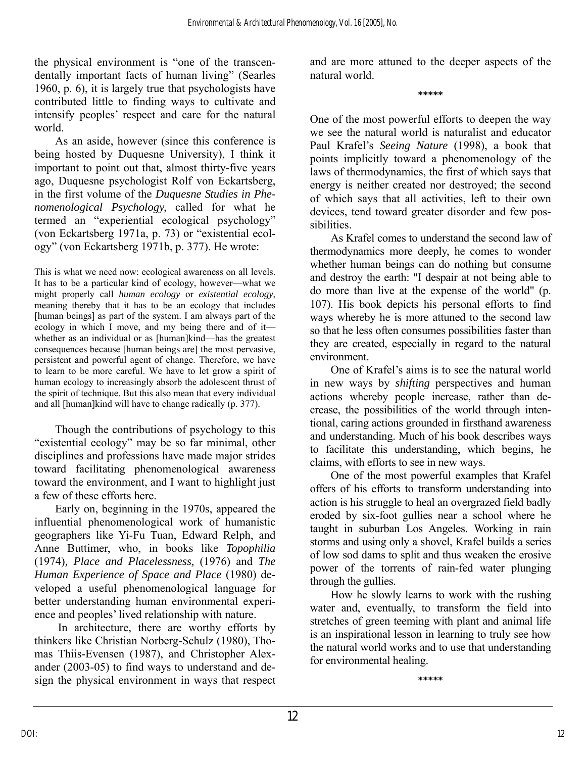the physical environment is "one of the transcendentally important facts of human living" (Searles 1960, p. 6), it is largely true that psychologists have contributed little to finding ways to cultivate and intensify peoples' respect and care for the natural world.

As an aside, however (since this conference is being hosted by Duquesne University), I think it important to point out that, almost thirty-five years ago, Duquesne psychologist Rolf von Eckartsberg, in the first volume of the *Duquesne Studies in Phenomenological Psychology,* called for what he termed an "experiential ecological psychology" (von Eckartsberg 1971a, p. 73) or "existential ecology" (von Eckartsberg 1971b, p. 377). He wrote:

> This is what we need now: ecological awareness on all levels. It has to be a particular kind of ecology, however—what we might properly call *human ecology* or *existential ecology*, meaning thereby that it has to be an ecology that includes [human beings] as part of the system. I am always part of the ecology in which I move, and my being there and of it—whether as an individual or as [human]kind—has the greatest consequences because [human beings are] the most pervasive, persistent and powerful agent of change. Therefore, we have to learn to be more careful. We have to let grow a spirit of human ecology to increasingly absorb the adolescent thrust of the spirit of technique. But this also mean that every individual and all [human]kind will have to change radically (p. 377).

Though the contributions of psychology to this "existential ecology" may be so far minimal, other disciplines and professions have made major strides toward facilitating phenomenological awareness toward the environment, and I want to highlight just a few of these efforts here.

Early on, beginning in the 1970s, appeared the influential phenomenological work of humanistic geographers like Yi-Fu Tuan, Edward Relph, and Anne Buttimer, who, in books like *Topophilia* (1974)*, Place and Placelessness,* (1976) and *The Human Experience of Space and Place* (1980) developed a useful phenomenological language for better understanding human environmental experience and peoples' lived relationship with nature.

In architecture, there are worthy efforts by thinkers like Christian Norberg-Schulz (1980), Thomas Thiis-Evensen (1987), and Christopher Alexander (2003-05) to find ways to understand and design the physical environment in ways that respect and are more attuned to the deeper aspects of the natural world.

\*\*\*\*\*

One of the most powerful efforts to deepen the way we see the natural world is naturalist and educator Paul Krafel's *Seeing Nature* (1998), a book that points implicitly toward a phenomenology of the laws of thermodynamics, the first of which says that energy is neither created nor destroyed; the second of which says that all activities, left to their own devices, tend toward greater disorder and few possibilities.

As Krafel comes to understand the second law of thermodynamics more deeply, he comes to wonder whether human beings can do nothing but consume and destroy the earth: "I despair at not being able to do more than live at the expense of the world" (p. 107). His book depicts his personal efforts to find ways whereby he is more attuned to the second law so that he less often consumes possibilities faster than they are created, especially in regard to the natural environment.

One of Krafel's aims is to see the natural world in new ways by *shifting* perspectives and human actions whereby people increase, rather than decrease, the possibilities of the world through intentional, caring actions grounded in firsthand awareness and understanding. Much of his book describes ways to facilitate this understanding, which begins, he claims, with efforts to see in new ways.

One of the most powerful examples that Krafel offers of his efforts to transform understanding into action is his struggle to heal an overgrazed field badly eroded by six-foot gullies near a school where he taught in suburban Los Angeles. Working in rain storms and using only a shovel, Krafel builds a series of low sod dams to split and thus weaken the erosive power of the torrents of rain-fed water plunging through the gullies.

How he slowly learns to work with the rushing water and, eventually, to transform the field into stretches of green teeming with plant and animal life is an inspirational lesson in learning to truly see how the natural world works and to use that understanding for environmental healing.

\*\*\*\*\*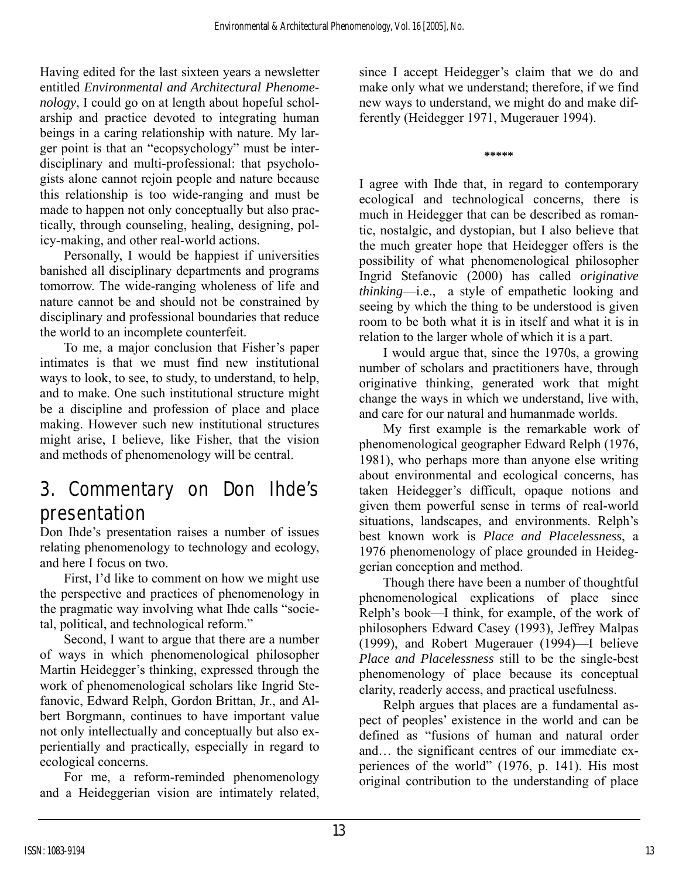Having edited for the last sixteen years a newsletter entitled *Environmental and Architectural Phenomenology*, I could go on at length about hopeful scholarship and practice devoted to integrating human beings in a caring relationship with nature. My larger point is that an "ecopsychology" must be interdisciplinary and multi-professional: that psychologists alone cannot rejoin people and nature because this relationship is too wide-ranging and must be made to happen not only conceptually but also practically, through counseling, healing, designing, policy-making, and other real-world actions.

Personally, I would be happiest if universities banished all disciplinary departments and programs tomorrow. The wide-ranging wholeness of life and nature cannot be and should not be constrained by disciplinary and professional boundaries that reduce the world to an incomplete counterfeit.

To me, a major conclusion that Fisher's paper intimates is that we must find new institutional ways to look, to see, to study, to understand, to help, and to make. One such institutional structure might be a discipline and profession of place and place making. However such new institutional structures might arise, I believe, like Fisher, that the vision and methods of phenomenology will be central.

## 3. Commentary on Don Ihde's presentation

Don Ihde's presentation raises a number of issues relating phenomenology to technology and ecology, and here I focus on two.

First, I'd like to comment on how we might use the perspective and practices of phenomenology in the pragmatic way involving what Ihde calls "societal, political, and technological reform."

Second, I want to argue that there are a number of ways in which phenomenological philosopher Martin Heidegger's thinking, expressed through the work of phenomenological scholars like Ingrid Stefanovic, Edward Relph, Gordon Brittan, Jr., and Albert Borgmann, continues to have important value not only intellectually and conceptually but also experientially and practically, especially in regard to ecological concerns.

For me, a reform-reminded phenomenology and a Heideggerian vision are intimately related, since I accept Heidegger's claim that we do and make only what we understand; therefore, if we find new ways to understand, we might do and make differently (Heidegger 1971, Mugerauer 1994).

*****

I agree with Ihde that, in regard to contemporary ecological and technological concerns, there is much in Heidegger that can be described as romantic, nostalgic, and dystopian, but I also believe that the much greater hope that Heidegger offers is the possibility of what phenomenological philosopher Ingrid Stefanovic (2000) has called *originative thinking*—i.e., a style of empathetic looking and seeing by which the thing to be understood is given room to be both what it is in itself and what it is in relation to the larger whole of which it is a part.

I would argue that, since the 1970s, a growing number of scholars and practitioners have, through originative thinking, generated work that might change the ways in which we understand, live with, and care for our natural and humanmade worlds.

My first example is the remarkable work of phenomenological geographer Edward Relph (1976, 1981), who perhaps more than anyone else writing about environmental and ecological concerns, has taken Heidegger's difficult, opaque notions and given them powerful sense in terms of real-world situations, landscapes, and environments. Relph's best known work is *Place and Placelessness*, a 1976 phenomenology of place grounded in Heideggerian conception and method.

Though there have been a number of thoughtful phenomenological explications of place since Relph's book—I think, for example, of the work of philosophers Edward Casey (1993), Jeffrey Malpas (1999), and Robert Mugerauer (1994)—I believe *Place and Placelessness* still to be the single-best phenomenology of place because its conceptual clarity, readerly access, and practical usefulness.

Relph argues that places are a fundamental aspect of peoples' existence in the world and can be defined as "fusions of human and natural order and… the significant centres of our immediate experiences of the world" (1976, p. 141). His most original contribution to the understanding of place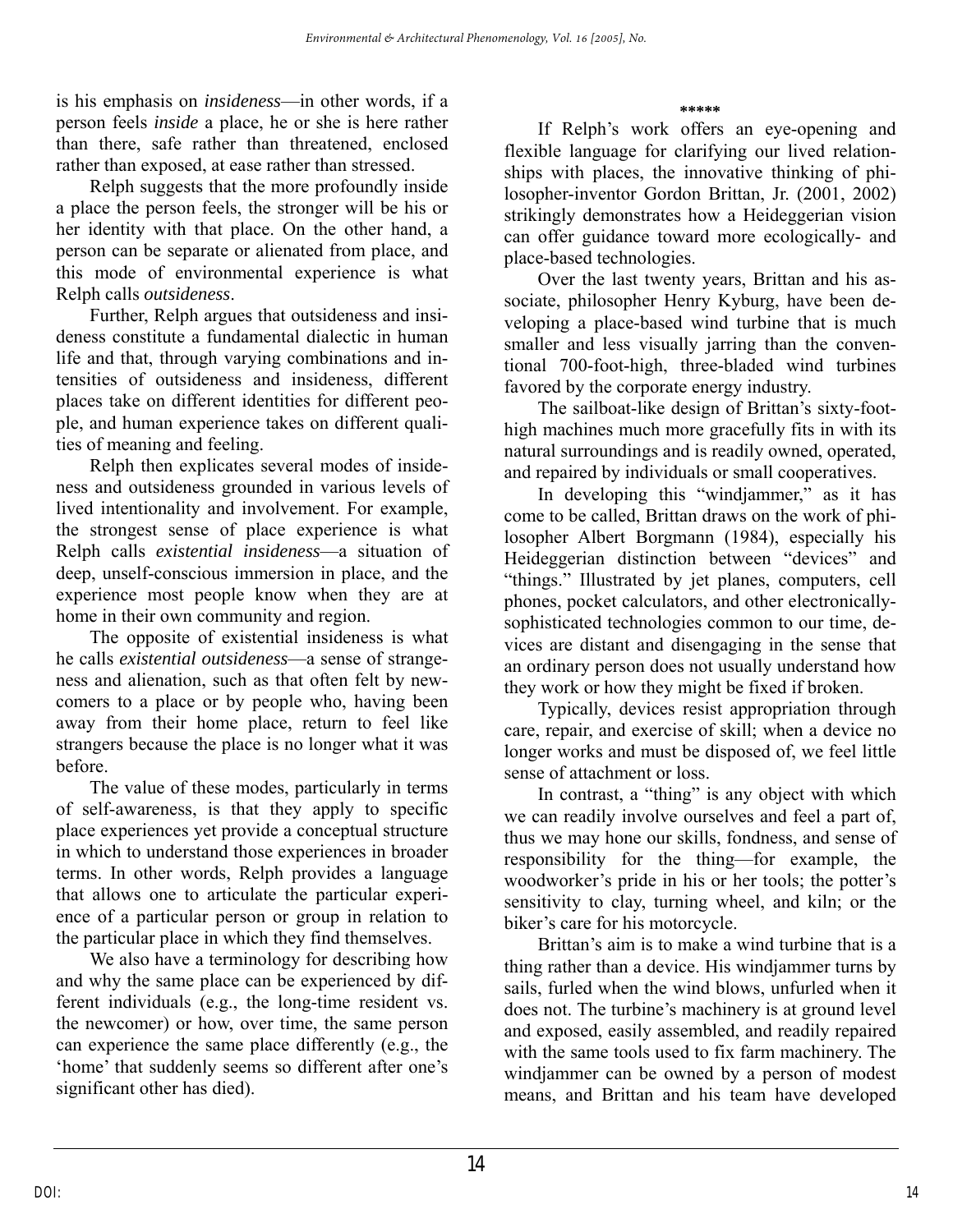is his emphasis on *insideness*—in other words, if a person feels *inside* a place, he or she is here rather than there, safe rather than threatened, enclosed rather than exposed, at ease rather than stressed.

Relph suggests that the more profoundly inside a place the person feels, the stronger will be his or her identity with that place. On the other hand, a person can be separate or alienated from place, and this mode of environmental experience is what Relph calls *outsideness*.

Further, Relph argues that outsideness and insideness constitute a fundamental dialectic in human life and that, through varying combinations and intensities of outsideness and insideness, different places take on different identities for different people, and human experience takes on different qualities of meaning and feeling.

Relph then explicates several modes of insideness and outsideness grounded in various levels of lived intentionality and involvement. For example, the strongest sense of place experience is what Relph calls *existential insideness*—a situation of deep, unself-conscious immersion in place, and the experience most people know when they are at home in their own community and region.

The opposite of existential insideness is what he calls *existential outsideness*—a sense of strangeness and alienation, such as that often felt by newcomers to a place or by people who, having been away from their home place, return to feel like strangers because the place is no longer what it was before.

The value of these modes, particularly in terms of self-awareness, is that they apply to specific place experiences yet provide a conceptual structure in which to understand those experiences in broader terms. In other words, Relph provides a language that allows one to articulate the particular experience of a particular person or group in relation to the particular place in which they find themselves.

We also have a terminology for describing how and why the same place can be experienced by different individuals (e.g., the long-time resident vs. the newcomer) or how, over time, the same person can experience the same place differently (e.g., the 'home' that suddenly seems so different after one's significant other has died).

*****

If Relph's work offers an eye-opening and flexible language for clarifying our lived relationships with places, the innovative thinking of philosopher-inventor Gordon Brittan, Jr. (2001, 2002) strikingly demonstrates how a Heideggerian vision can offer guidance toward more ecologically- and place-based technologies.

Over the last twenty years, Brittan and his associate, philosopher Henry Kyburg, have been developing a place-based wind turbine that is much smaller and less visually jarring than the conventional 700-foot-high, three-bladed wind turbines favored by the corporate energy industry.

The sailboat-like design of Brittan's sixty-foot-high machines much more gracefully fits in with its natural surroundings and is readily owned, operated, and repaired by individuals or small cooperatives.

In developing this "windjammer," as it has come to be called, Brittan draws on the work of philosopher Albert Borgmann (1984), especially his Heideggerian distinction between "devices" and "things." Illustrated by jet planes, computers, cell phones, pocket calculators, and other electronically-sophisticated technologies common to our time, devices are distant and disengaging in the sense that an ordinary person does not usually understand how they work or how they might be fixed if broken.

Typically, devices resist appropriation through care, repair, and exercise of skill; when a device no longer works and must be disposed of, we feel little sense of attachment or loss.

In contrast, a "thing" is any object with which we can readily involve ourselves and feel a part of, thus we may hone our skills, fondness, and sense of responsibility for the thing—for example, the woodworker's pride in his or her tools; the potter's sensitivity to clay, turning wheel, and kiln; or the biker's care for his motorcycle.

Brittan's aim is to make a wind turbine that is a thing rather than a device. His windjammer turns by sails, furled when the wind blows, unfurled when it does not. The turbine's machinery is at ground level and exposed, easily assembled, and readily repaired with the same tools used to fix farm machinery. The windjammer can be owned by a person of modest means, and Brittan and his team have developed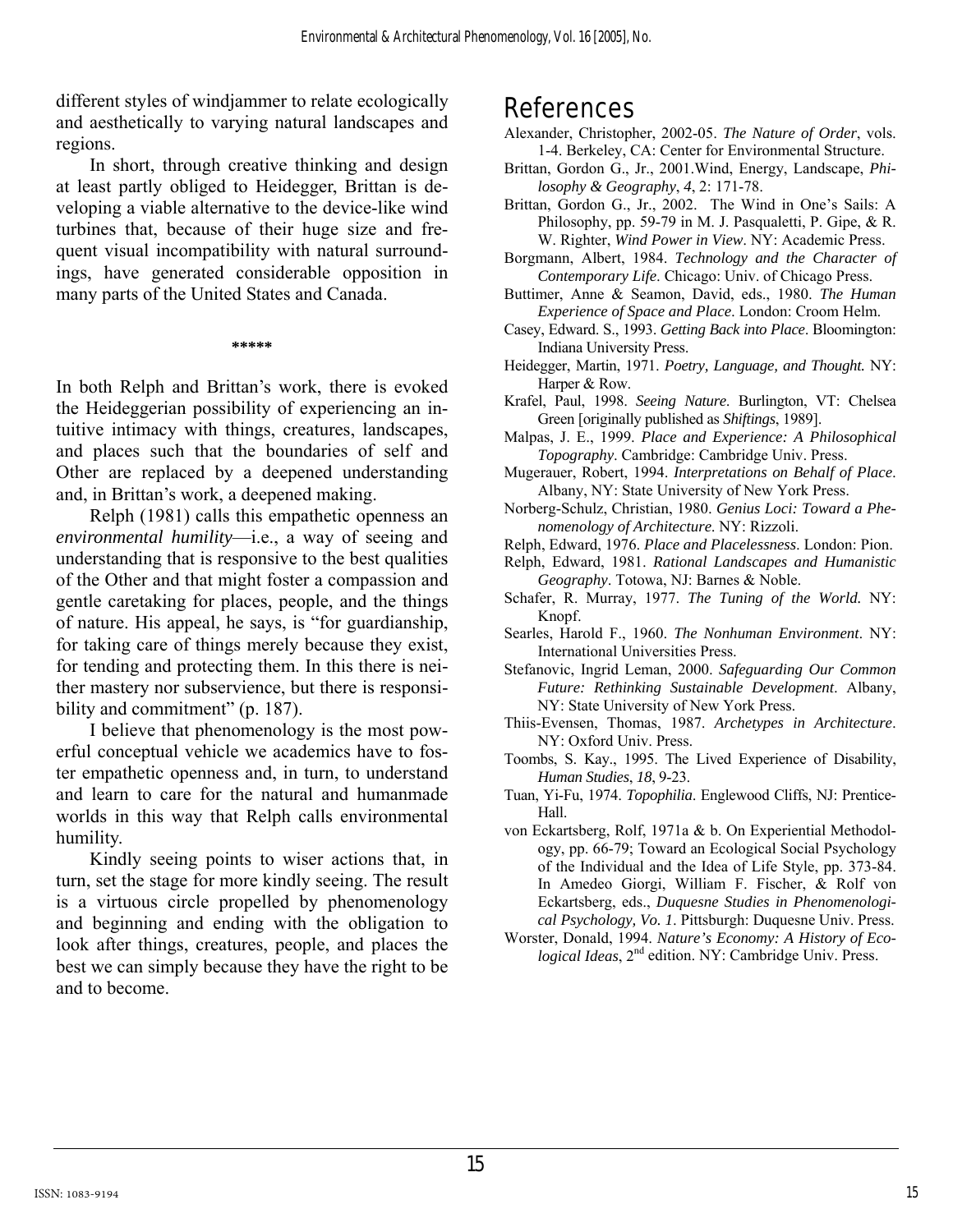different styles of windjammer to relate ecologically and aesthetically to varying natural landscapes and regions.

In short, through creative thinking and design at least partly obliged to Heidegger, Brittan is developing a viable alternative to the device-like wind turbines that, because of their huge size and frequent visual incompatibility with natural surroundings, have generated considerable opposition in many parts of the United States and Canada.

\*\*\*\*\*

In both Relph and Brittan's work, there is evoked the Heideggerian possibility of experiencing an intuitive intimacy with things, creatures, landscapes, and places such that the boundaries of self and Other are replaced by a deepened understanding and, in Brittan's work, a deepened making.

Relph (1981) calls this empathetic openness an *environmental humility*—i.e., a way of seeing and understanding that is responsive to the best qualities of the Other and that might foster a compassion and gentle caretaking for places, people, and the things of nature. His appeal, he says, is "for guardianship, for taking care of things merely because they exist, for tending and protecting them. In this there is neither mastery nor subservience, but there is responsibility and commitment" (p. 187).

I believe that phenomenology is the most powerful conceptual vehicle we academics have to foster empathetic openness and, in turn, to understand and learn to care for the natural and humanmade worlds in this way that Relph calls environmental humility.

Kindly seeing points to wiser actions that, in turn, set the stage for more kindly seeing. The result is a virtuous circle propelled by phenomenology and beginning and ending with the obligation to look after things, creatures, people, and places the best we can simply because they have the right to be and to become.

# References

Alexander, Christopher, 2002-05. *The Nature of Order*, vols. 1-4. Berkeley, CA: Center for Environmental Structure.

Brittan, Gordon G., Jr., 2001.Wind, Energy, Landscape, *Philosophy & Geography*, *4*, 2: 171-78.

Brittan, Gordon G., Jr., 2002. The Wind in One's Sails: A Philosophy, pp. 59-79 in M. J. Pasqualetti, P. Gipe, & R. W. Righter, *Wind Power in View*. NY: Academic Press.

Borgmann, Albert, 1984. *Technology and the Character of Contemporary Life*. Chicago: Univ. of Chicago Press.

Buttimer, Anne & Seamon, David, eds., 1980. *The Human Experience of Space and Place*. London: Croom Helm.

Casey, Edward. S., 1993. *Getting Back into Place*. Bloomington: Indiana University Press.

Heidegger, Martin, 1971. *Poetry, Language, and Thought.* NY: Harper & Row.

Krafel, Paul, 1998. *Seeing Nature*. Burlington, VT: Chelsea Green [originally published as *Shiftings*, 1989].

Malpas, J. E., 1999. *Place and Experience: A Philosophical Topography*. Cambridge: Cambridge Univ. Press.

Mugerauer, Robert, 1994. *Interpretations on Behalf of Place*. Albany, NY: State University of New York Press.

Norberg-Schulz, Christian, 1980. *Genius Loci: Toward a Phenomenology of Architecture*. NY: Rizzoli.

Relph, Edward, 1976. *Place and Placelessness*. London: Pion.

Relph, Edward, 1981. *Rational Landscapes and Humanistic Geography*. Totowa, NJ: Barnes & Noble.

Schafer, R. Murray, 1977. *The Tuning of the World.* NY: Knopf.

Searles, Harold F., 1960. *The Nonhuman Environment*. NY: International Universities Press.

Stefanovic, Ingrid Leman, 2000. *Safeguarding Our Common Future: Rethinking Sustainable Development*. Albany, NY: State University of New York Press.

Thiis-Evensen, Thomas, 1987. *Archetypes in Architecture*. NY: Oxford Univ. Press.

Toombs, S. Kay., 1995. The Lived Experience of Disability, *Human Studies*, *18*, 9-23.

Tuan, Yi-Fu, 1974. *Topophilia*. Englewood Cliffs, NJ: Prentice-Hall.

von Eckartsberg, Rolf, 1971a & b. On Experiential Methodology, pp. 66-79; Toward an Ecological Social Psychology of the Individual and the Idea of Life Style, pp. 373-84. In Amedeo Giorgi, William F. Fischer, & Rolf von Eckartsberg, eds., *Duquesne Studies in Phenomenological Psychology, Vo. 1*. Pittsburgh: Duquesne Univ. Press.

Worster, Donald, 1994. *Nature's Economy: A History of Ecological Ideas*, 2nd edition. NY: Cambridge Univ. Press.